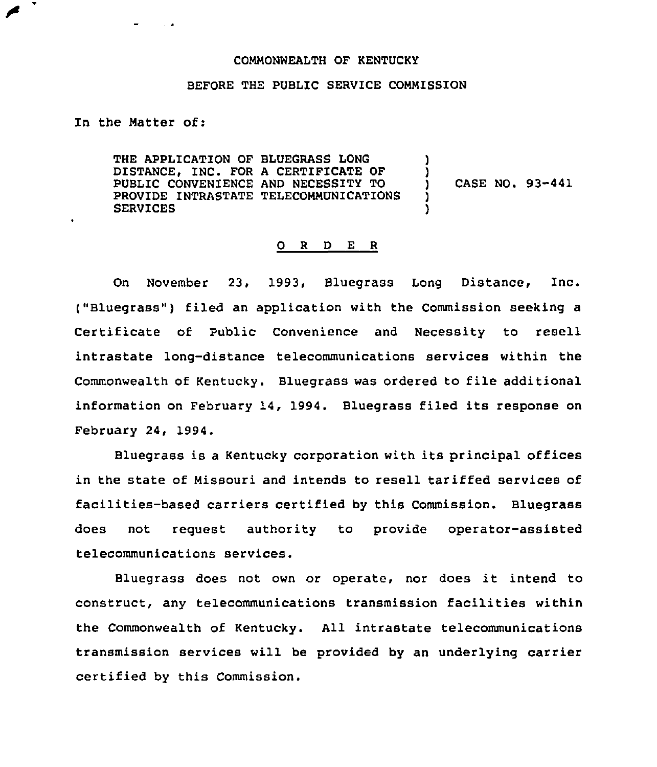COMMONWEALTH OF KENTUCKY

BEFORE THE PUBLIC SERVICE COMMISSION

In the Matter of:

THE APPLICATION OF BLUEGRASS LONG DISTANCE, INC. FOR A CERTIFICATE OF PUBLIC CONVENIENCE AND NECESSITY TO PROVIDE INTRASTATE TELECOMMUNICATIONS SERVICES ) CASE NO. 93-441

## O R D E R

On November 23, 1993, Bluegrass Long Distance, Inc. ("Bluegrass") filed an application with the Commission seeking a Certificate of Public Convenience and Necessity to resell intrastate long-distance telecommunications services within the Commonwealth of Kentucky. Bluegrass was ordered to file additional information on February 14, 1994. Bluegrass filed its response on February 24, 1994.

Bluegrass is a Kentucky corporation with its principal offices in the state of Missouri and intends to resell tariffed services of facilities-based carriers certified by this Commission. Bluegrass does not request authority to provide operator-assisted telecommunications services.

Bluegrass does not own or operate, nor does it intend to construct, any telecommunications transmission facilities within the Commonwealth of Kentucky. All intrastate telecommunications transmission services will be provided by an underlying carrier certified by this Commission.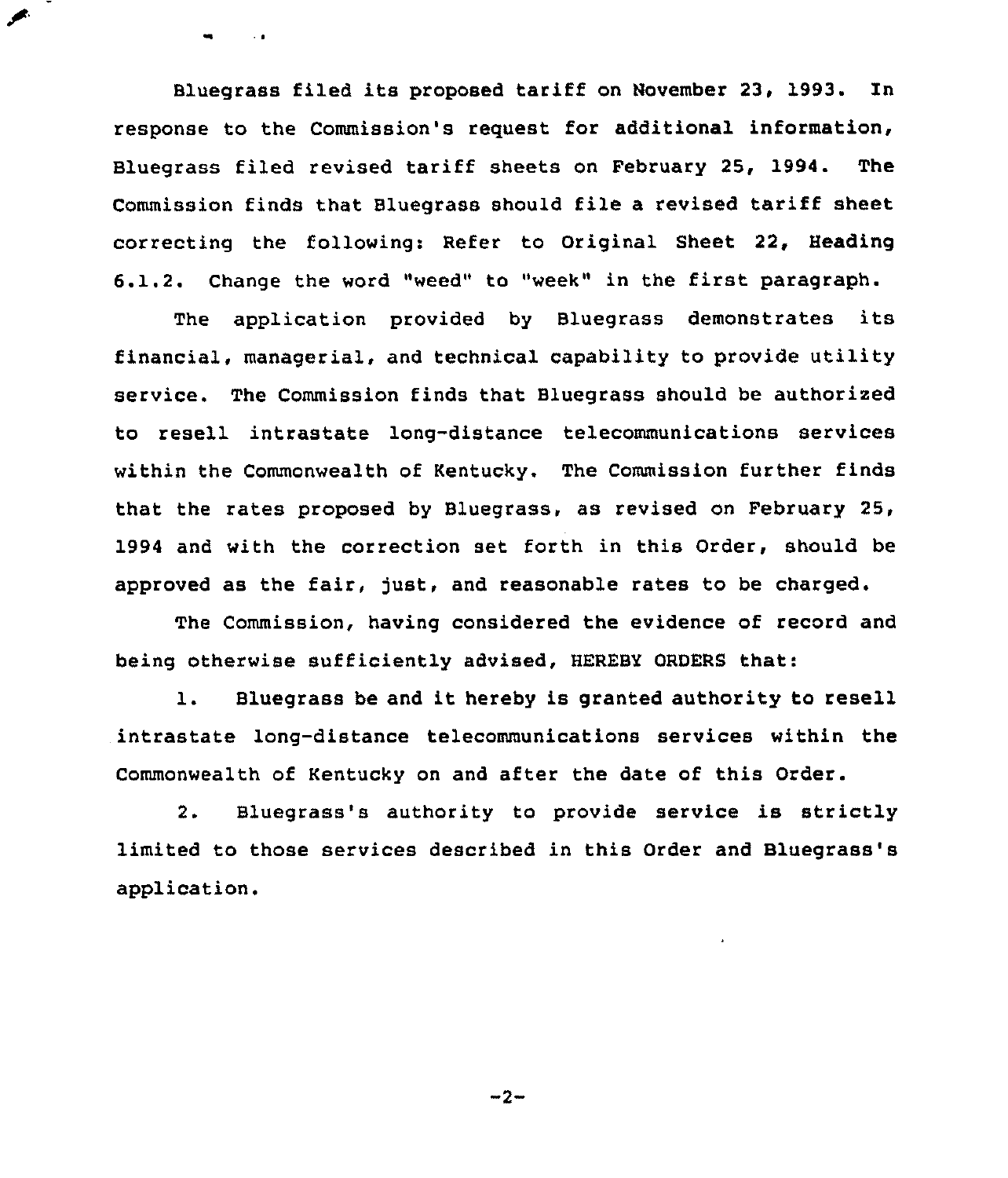Bluegrass filed its proposed tariff on November 23, 1993. In response to the Commission's request for additional information, Bluegrass filed revised tariff sheets on February 25, 1994. The Commission finds that Bluegrass should file a revised tariff sheet correcting the following: Refer to Original Sheet 22, Heading 6.1.2. Change the word "weed" to "week" in the first paragraph.

The application provided by Bluegrass demonstrates its financial, managerial, and technical capability to provide utility service. The Commission finds that Bluegrass should be authorized to resell intrastate long-distance telecommunications services within the Commonwealth of Kentucky. The Commission further finds that the rates proposed by Bluegrass, as revised on February 25, 1994 and with the correction set forth in this Order, should be approved as the fair, just, and reasonable rates to be charged.

The Commission, having considered the evidence of record and being otherwise sufficiently advised, HEREBY ORDERS that:

1. Bluegrass be and it hereby is granted authority to resell intrastate long-distance telecommunications services within the Commonwealth of Kentucky on and after the date of this Order.

2. Bluegrass's authority to provide service is strictly limited to those services described in this Order and Bluegrass's application.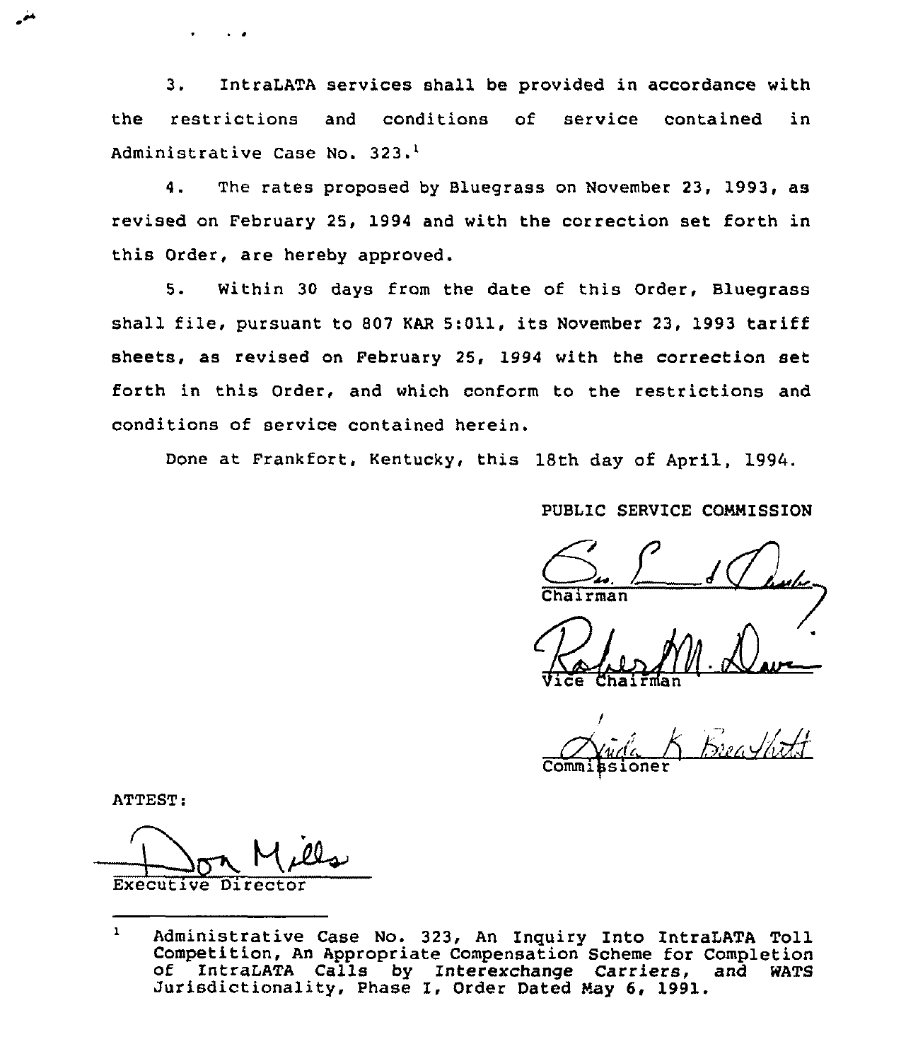3. IntraLATA services shall be provided in accordance with the restrictions and conditions of service contained in Administrative Case No. 323.[1]

4. The rates proposed by Bluegrass on November 23, 1993, as revised on February 25, 1994 and with the correction set forth in this Order, are hereby approved.

5. Within 30 days from the date of this Order, Bluegrass shall file, pursuant to 807 KAR 5:011, its November 23, 1993 tariff sheets, as revised on February 25, 1994 with the correction set forth in this Order, and which conform to the restrictions and conditions of service contained herein.

Done at Frankfort, Kentucky, this 18th day of April, 1994.

PUBLIC SERVICE COMMISSION

Chairman

Vice Chairman

Commissioner

ATTEST:

Executive Director

---

[1] Administrative Case No. 323, An Inquiry Into IntraLATA Toll Competition, An Appropriate Compensation Scheme for Completion of IntraLATA Calls by Interexchange Carriers, and WATS Jurisdictionality, Phase I, Order Dated May 6, 1991.